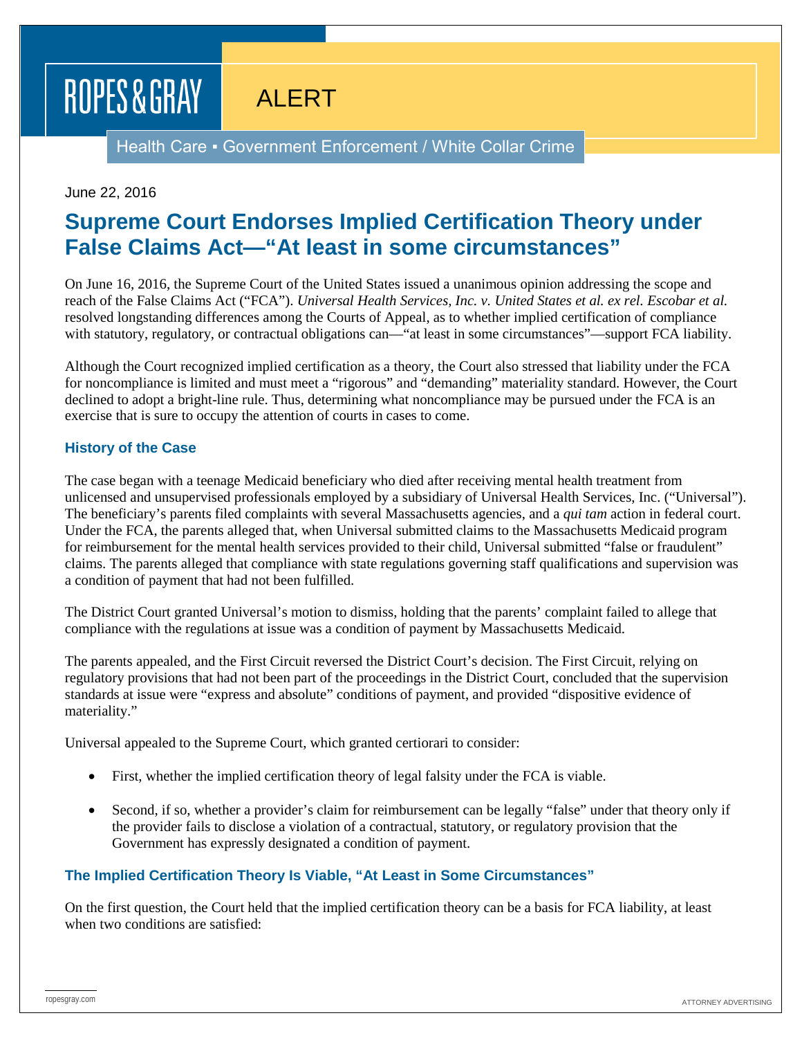ROPES & GRAY

ALERT

Health Care ▪ Government Enforcement / White Collar Crime

June 22, 2016

# Supreme Court Endorses Implied Certification Theory under False Claims Act—"At least in some circumstances"

On June 16, 2016, the Supreme Court of the United States issued a unanimous opinion addressing the scope and reach of the False Claims Act ("FCA"). *Universal Health Services, Inc. v. United States et al. ex rel. Escobar et al.* resolved longstanding differences among the Courts of Appeal, as to whether implied certification of compliance with statutory, regulatory, or contractual obligations can—"at least in some circumstances"—support FCA liability.

Although the Court recognized implied certification as a theory, the Court also stressed that liability under the FCA for noncompliance is limited and must meet a "rigorous" and "demanding" materiality standard. However, the Court declined to adopt a bright-line rule. Thus, determining what noncompliance may be pursued under the FCA is an exercise that is sure to occupy the attention of courts in cases to come.

## History of the Case

The case began with a teenage Medicaid beneficiary who died after receiving mental health treatment from unlicensed and unsupervised professionals employed by a subsidiary of Universal Health Services, Inc. ("Universal"). The beneficiary's parents filed complaints with several Massachusetts agencies, and a *qui tam* action in federal court. Under the FCA, the parents alleged that, when Universal submitted claims to the Massachusetts Medicaid program for reimbursement for the mental health services provided to their child, Universal submitted "false or fraudulent" claims. The parents alleged that compliance with state regulations governing staff qualifications and supervision was a condition of payment that had not been fulfilled.

The District Court granted Universal's motion to dismiss, holding that the parents' complaint failed to allege that compliance with the regulations at issue was a condition of payment by Massachusetts Medicaid.

The parents appealed, and the First Circuit reversed the District Court's decision. The First Circuit, relying on regulatory provisions that had not been part of the proceedings in the District Court, concluded that the supervision standards at issue were "express and absolute" conditions of payment, and provided "dispositive evidence of materiality."

Universal appealed to the Supreme Court, which granted certiorari to consider:

- First, whether the implied certification theory of legal falsity under the FCA is viable.
- Second, if so, whether a provider's claim for reimbursement can be legally "false" under that theory only if the provider fails to disclose a violation of a contractual, statutory, or regulatory provision that the Government has expressly designated a condition of payment.

## The Implied Certification Theory Is Viable, "At Least in Some Circumstances"

On the first question, the Court held that the implied certification theory can be a basis for FCA liability, at least when two conditions are satisfied: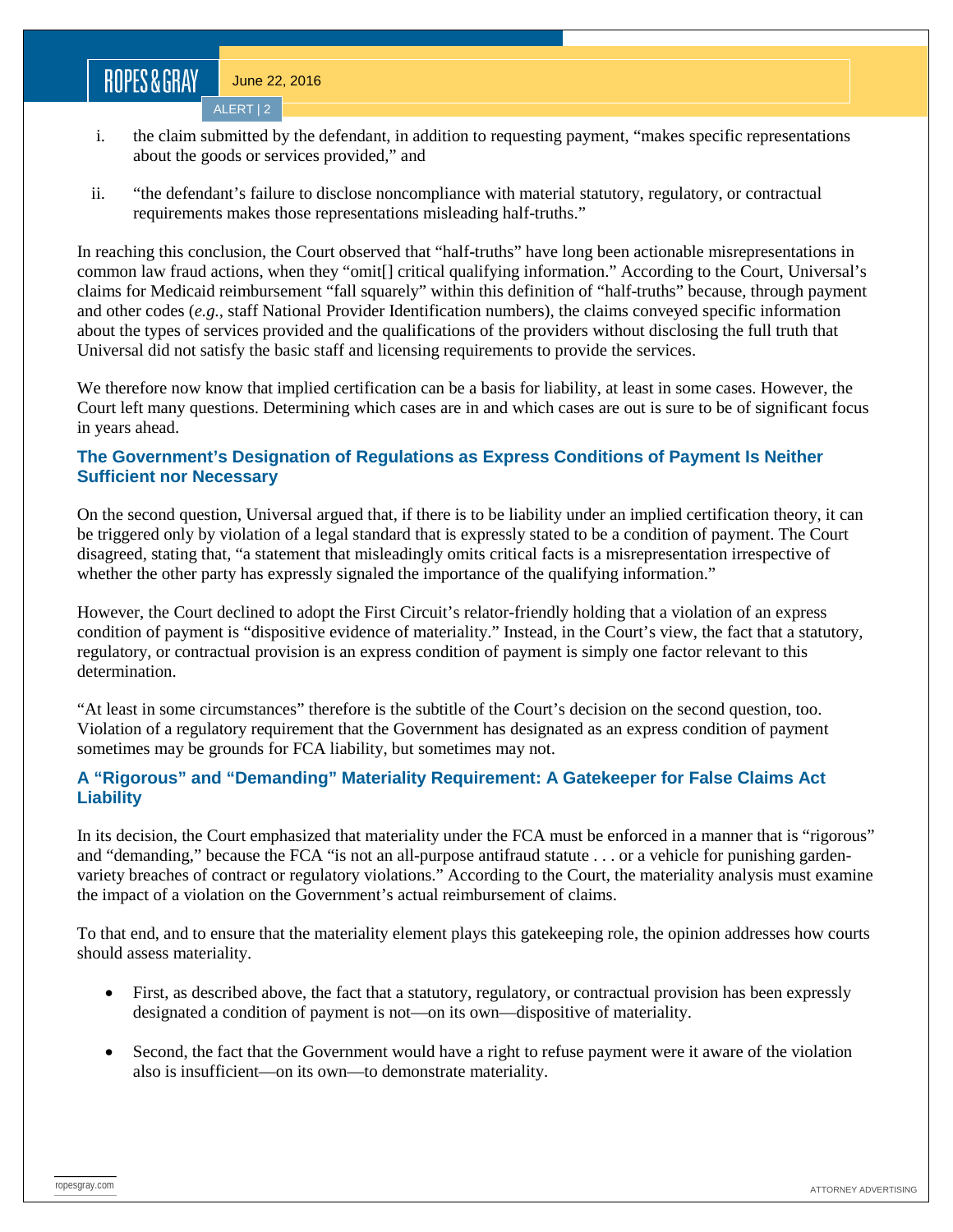i. the claim submitted by the defendant, in addition to requesting payment, "makes specific representations about the goods or services provided," and

ii. "the defendant's failure to disclose noncompliance with material statutory, regulatory, or contractual requirements makes those representations misleading half-truths."

In reaching this conclusion, the Court observed that "half-truths" have long been actionable misrepresentations in common law fraud actions, when they "omit[] critical qualifying information." According to the Court, Universal's claims for Medicaid reimbursement "fall squarely" within this definition of "half-truths" because, through payment and other codes (*e.g.*, staff National Provider Identification numbers), the claims conveyed specific information about the types of services provided and the qualifications of the providers without disclosing the full truth that Universal did not satisfy the basic staff and licensing requirements to provide the services.

We therefore now know that implied certification can be a basis for liability, at least in some cases. However, the Court left many questions. Determining which cases are in and which cases are out is sure to be of significant focus in years ahead.

## The Government's Designation of Regulations as Express Conditions of Payment Is Neither Sufficient nor Necessary

On the second question, Universal argued that, if there is to be liability under an implied certification theory, it can be triggered only by violation of a legal standard that is expressly stated to be a condition of payment. The Court disagreed, stating that, "a statement that misleadingly omits critical facts is a misrepresentation irrespective of whether the other party has expressly signaled the importance of the qualifying information."

However, the Court declined to adopt the First Circuit's relator-friendly holding that a violation of an express condition of payment is "dispositive evidence of materiality." Instead, in the Court's view, the fact that a statutory, regulatory, or contractual provision is an express condition of payment is simply one factor relevant to this determination.

"At least in some circumstances" therefore is the subtitle of the Court's decision on the second question, too. Violation of a regulatory requirement that the Government has designated as an express condition of payment sometimes may be grounds for FCA liability, but sometimes may not.

## A "Rigorous" and "Demanding" Materiality Requirement: A Gatekeeper for False Claims Act Liability

In its decision, the Court emphasized that materiality under the FCA must be enforced in a manner that is "rigorous" and "demanding," because the FCA "is not an all-purpose antifraud statute . . . or a vehicle for punishing garden-variety breaches of contract or regulatory violations." According to the Court, the materiality analysis must examine the impact of a violation on the Government's actual reimbursement of claims.

To that end, and to ensure that the materiality element plays this gatekeeping role, the opinion addresses how courts should assess materiality.

- First, as described above, the fact that a statutory, regulatory, or contractual provision has been expressly designated a condition of payment is not—on its own—dispositive of materiality.
- Second, the fact that the Government would have a right to refuse payment were it aware of the violation also is insufficient—on its own—to demonstrate materiality.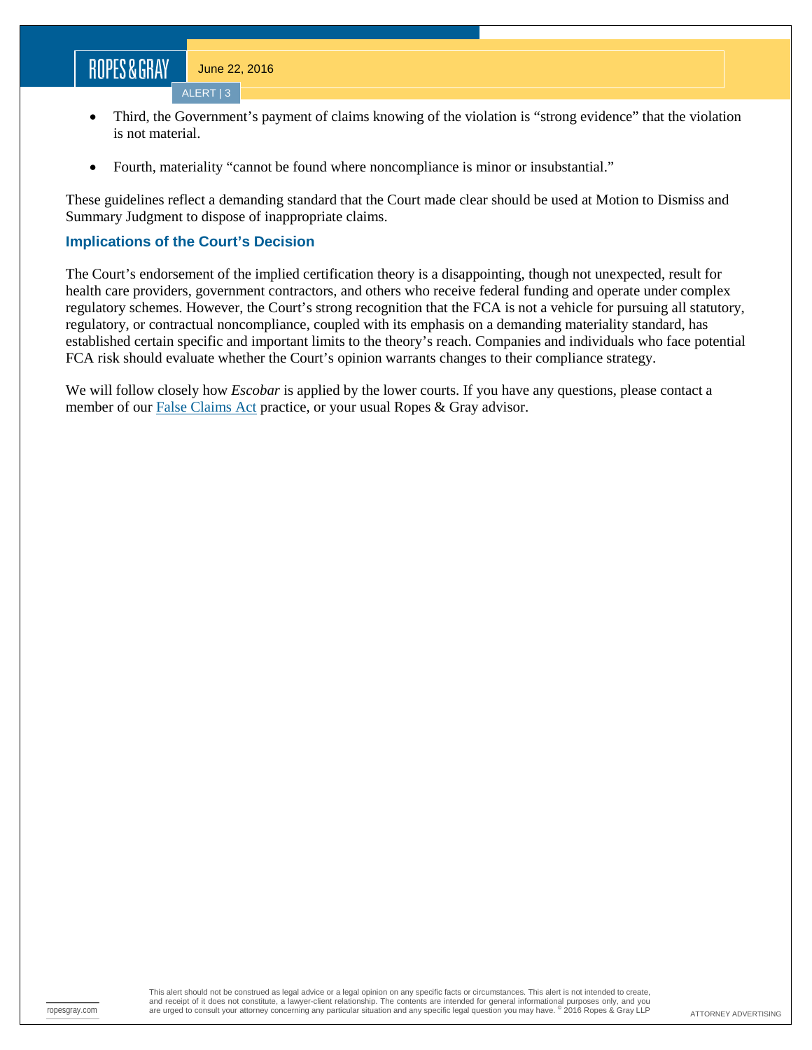- Third, the Government's payment of claims knowing of the violation is "strong evidence" that the violation is not material.

- Fourth, materiality "cannot be found where noncompliance is minor or insubstantial."

These guidelines reflect a demanding standard that the Court made clear should be used at Motion to Dismiss and Summary Judgment to dispose of inappropriate claims.

### Implications of the Court's Decision

The Court's endorsement of the implied certification theory is a disappointing, though not unexpected, result for health care providers, government contractors, and others who receive federal funding and operate under complex regulatory schemes. However, the Court's strong recognition that the FCA is not a vehicle for pursuing all statutory, regulatory, or contractual noncompliance, coupled with its emphasis on a demanding materiality standard, has established certain specific and important limits to the theory's reach. Companies and individuals who face potential FCA risk should evaluate whether the Court's opinion warrants changes to their compliance strategy.

We will follow closely how *Escobar* is applied by the lower courts. If you have any questions, please contact a member of our False Claims Act practice, or your usual Ropes & Gray advisor.

This alert should not be construed as legal advice or a legal opinion on any specific facts or circumstances. This alert is not intended to create, and receipt of it does not constitute, a lawyer-client relationship. The contents are intended for general informational purposes only, and you are urged to consult your attorney concerning any particular situation and any specific legal question you may have. © 2016 Ropes & Gray LLP

ATTORNEY ADVERTISING